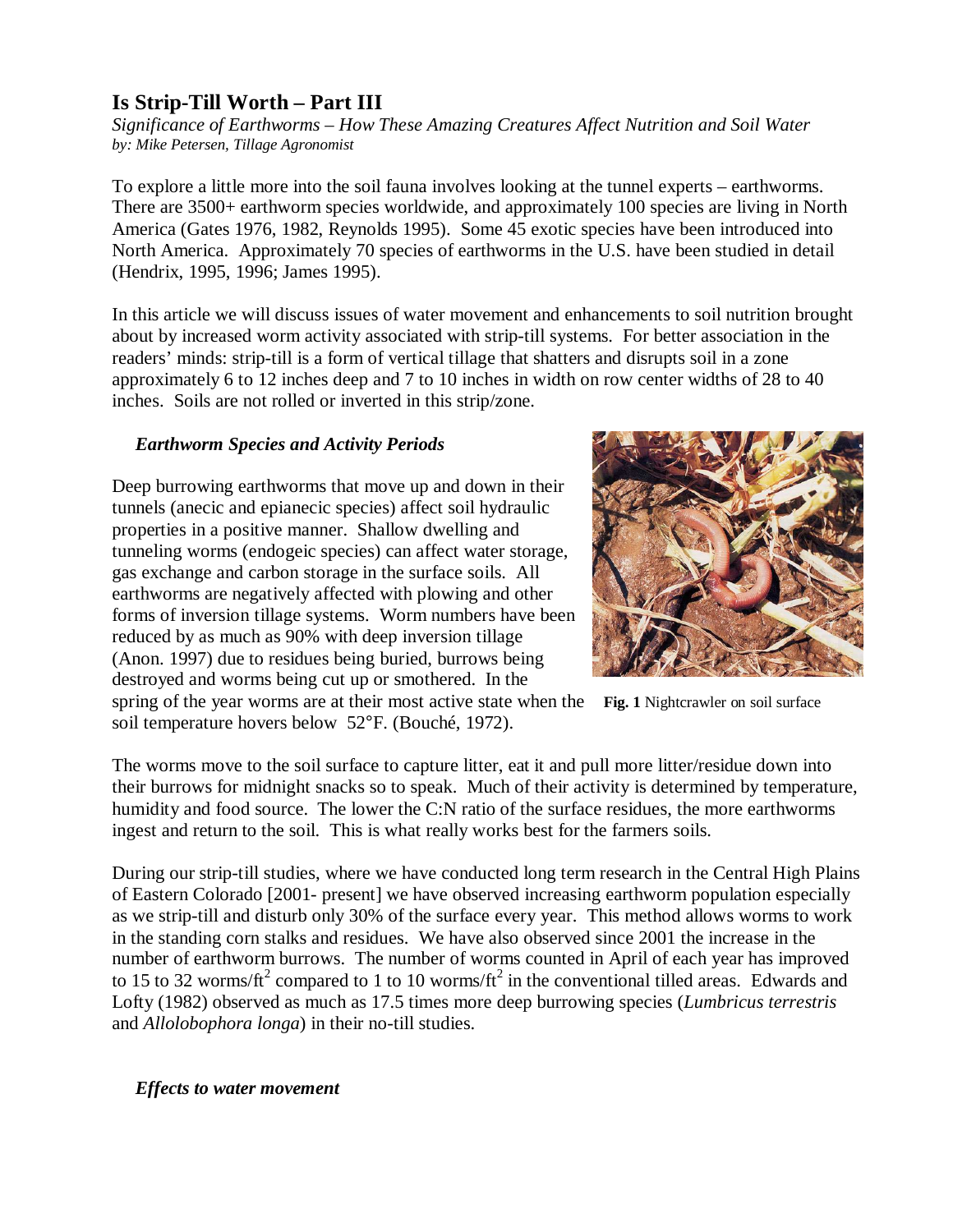# Is Strip-Till Worth – Part III

*Significance of Earthworms – How These Amazing Creatures Affect Nutrition and Soil Water*
*by: Mike Petersen, Tillage Agronomist*

To explore a little more into the soil fauna involves looking at the tunnel experts – earthworms. There are 3500+ earthworm species worldwide, and approximately 100 species are living in North America (Gates 1976, 1982, Reynolds 1995). Some 45 exotic species have been introduced into North America. Approximately 70 species of earthworms in the U.S. have been studied in detail (Hendrix, 1995, 1996; James 1995).

In this article we will discuss issues of water movement and enhancements to soil nutrition brought about by increased worm activity associated with strip-till systems. For better association in the readers' minds: strip-till is a form of vertical tillage that shatters and disrupts soil in a zone approximately 6 to 12 inches deep and 7 to 10 inches in width on row center widths of 28 to 40 inches. Soils are not rolled or inverted in this strip/zone.

### *Earthworm Species and Activity Periods*

Deep burrowing earthworms that move up and down in their tunnels (anecic and epianecic species) affect soil hydraulic properties in a positive manner. Shallow dwelling and tunneling worms (endogeic species) can affect water storage, gas exchange and carbon storage in the surface soils. All earthworms are negatively affected with plowing and other forms of inversion tillage systems. Worm numbers have been reduced by as much as 90% with deep inversion tillage (Anon. 1997) due to residues being buried, burrows being destroyed and worms being cut up or smothered. In the spring of the year worms are at their most active state when the soil temperature hovers below 52°F. (Bouché, 1972).

**Fig. 1** Nightcrawler on soil surface

The worms move to the soil surface to capture litter, eat it and pull more litter/residue down into their burrows for midnight snacks so to speak. Much of their activity is determined by temperature, humidity and food source. The lower the C:N ratio of the surface residues, the more earthworms ingest and return to the soil. This is what really works best for the farmers soils.

During our strip-till studies, where we have conducted long term research in the Central High Plains of Eastern Colorado [2001- present] we have observed increasing earthworm population especially as we strip-till and disturb only 30% of the surface every year. This method allows worms to work in the standing corn stalks and residues. We have also observed since 2001 the increase in the number of earthworm burrows. The number of worms counted in April of each year has improved to 15 to 32 worms/ft$^2$ compared to 1 to 10 worms/ft$^2$ in the conventional tilled areas. Edwards and Lofty (1982) observed as much as 17.5 times more deep burrowing species (*Lumbricus terrestris* and *Allolobophora longa*) in their no-till studies.

### *Effects to water movement*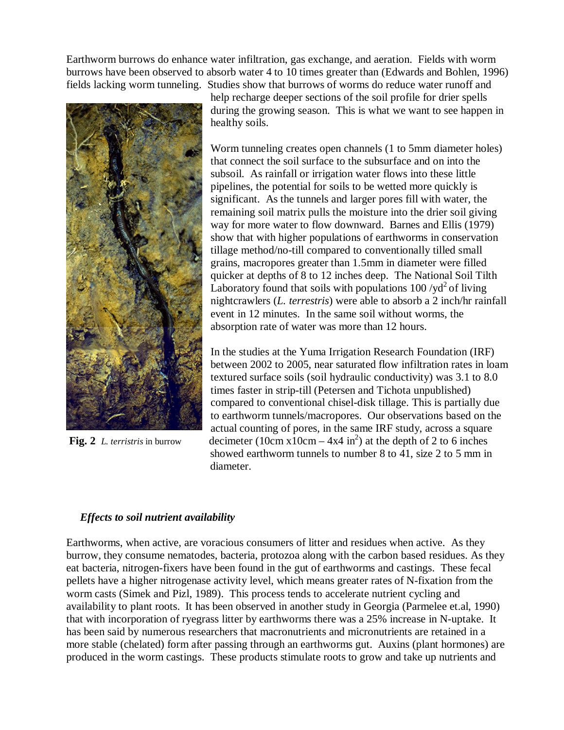Earthworm burrows do enhance water infiltration, gas exchange, and aeration. Fields with worm burrows have been observed to absorb water 4 to 10 times greater than (Edwards and Bohlen, 1996) fields lacking worm tunneling. Studies show that burrows of worms do reduce water runoff and help recharge deeper sections of the soil profile for drier spells during the growing season. This is what we want to see happen in healthy soils.

Worm tunneling creates open channels (1 to 5mm diameter holes) that connect the soil surface to the subsurface and on into the subsoil. As rainfall or irrigation water flows into these little pipelines, the potential for soils to be wetted more quickly is significant. As the tunnels and larger pores fill with water, the remaining soil matrix pulls the moisture into the drier soil giving way for more water to flow downward. Barnes and Ellis (1979) show that with higher populations of earthworms in conservation tillage method/no-till compared to conventionally tilled small grains, macropores greater than 1.5mm in diameter were filled quicker at depths of 8 to 12 inches deep. The National Soil Tilth Laboratory found that soils with populations 100 /yd$^2$ of living nightcrawlers (*L. terrestris*) were able to absorb a 2 inch/hr rainfall event in 12 minutes. In the same soil without worms, the absorption rate of water was more than 12 hours.

In the studies at the Yuma Irrigation Research Foundation (IRF) between 2002 to 2005, near saturated flow infiltration rates in loam textured surface soils (soil hydraulic conductivity) was 3.1 to 8.0 times faster in strip-till (Petersen and Tichota unpublished) compared to conventional chisel-disk tillage. This is partially due to earthworm tunnels/macropores. Our observations based on the actual counting of pores, in the same IRF study, across a square decimeter (10cm x10cm – 4x4 in$^2$) at the depth of 2 to 6 inches showed earthworm tunnels to number 8 to 41, size 2 to 5 mm in diameter.

**Fig. 2** *L. terristris* in burrow

### *Effects to soil nutrient availability*

Earthworms, when active, are voracious consumers of litter and residues when active. As they burrow, they consume nematodes, bacteria, protozoa along with the carbon based residues. As they eat bacteria, nitrogen-fixers have been found in the gut of earthworms and castings. These fecal pellets have a higher nitrogenase activity level, which means greater rates of N-fixation from the worm casts (Simek and Pizl, 1989). This process tends to accelerate nutrient cycling and availability to plant roots. It has been observed in another study in Georgia (Parmelee et.al, 1990) that with incorporation of ryegrass litter by earthworms there was a 25% increase in N-uptake. It has been said by numerous researchers that macronutrients and micronutrients are retained in a more stable (chelated) form after passing through an earthworms gut. Auxins (plant hormones) are produced in the worm castings. These products stimulate roots to grow and take up nutrients and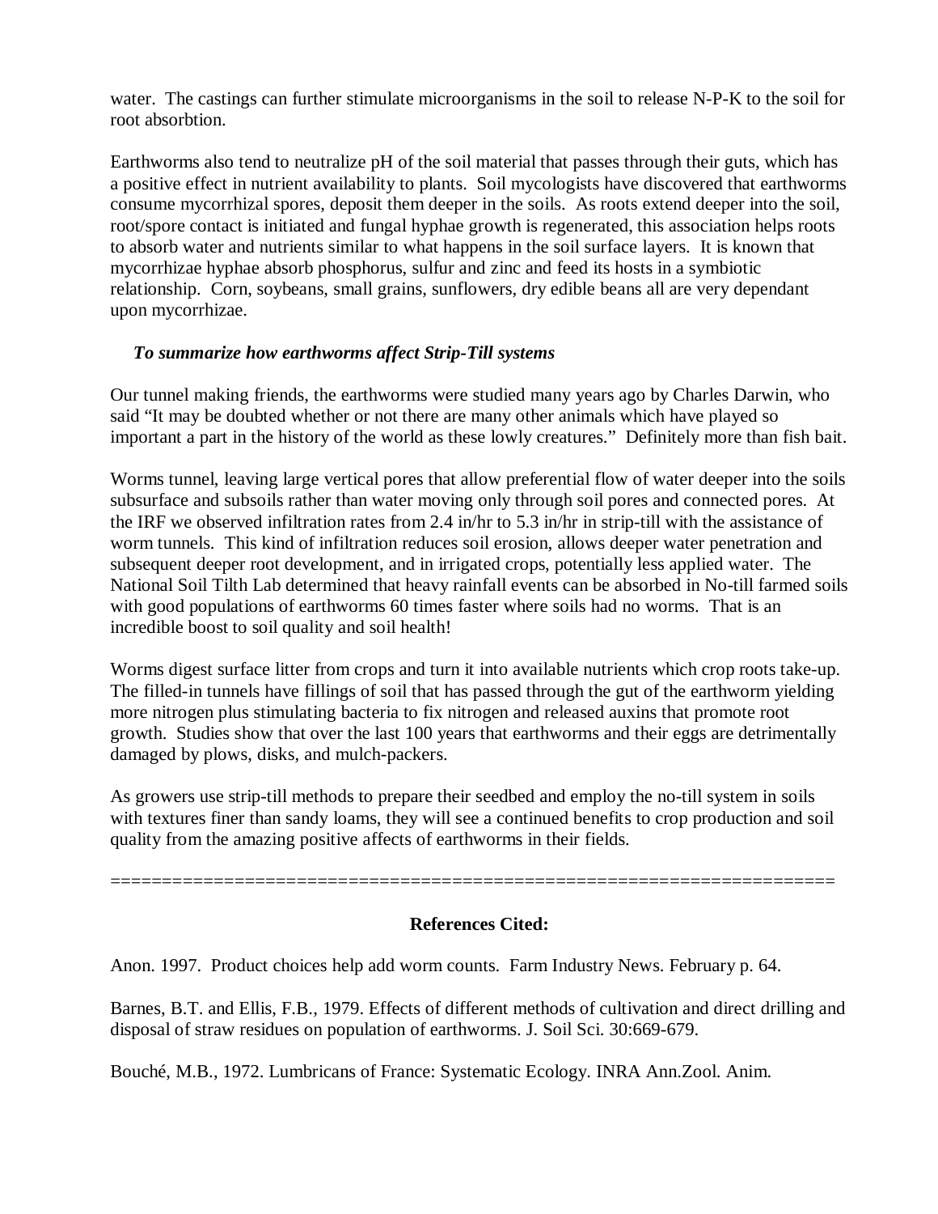water. The castings can further stimulate microorganisms in the soil to release N-P-K to the soil for root absorbtion.

Earthworms also tend to neutralize pH of the soil material that passes through their guts, which has a positive effect in nutrient availability to plants. Soil mycologists have discovered that earthworms consume mycorrhizal spores, deposit them deeper in the soils. As roots extend deeper into the soil, root/spore contact is initiated and fungal hyphae growth is regenerated, this association helps roots to absorb water and nutrients similar to what happens in the soil surface layers. It is known that mycorrhizae hyphae absorb phosphorus, sulfur and zinc and feed its hosts in a symbiotic relationship. Corn, soybeans, small grains, sunflowers, dry edible beans all are very dependant upon mycorrhizae.

***To summarize how earthworms affect Strip-Till systems***

Our tunnel making friends, the earthworms were studied many years ago by Charles Darwin, who said "It may be doubted whether or not there are many other animals which have played so important a part in the history of the world as these lowly creatures." Definitely more than fish bait.

Worms tunnel, leaving large vertical pores that allow preferential flow of water deeper into the soils subsurface and subsoils rather than water moving only through soil pores and connected pores. At the IRF we observed infiltration rates from 2.4 in/hr to 5.3 in/hr in strip-till with the assistance of worm tunnels. This kind of infiltration reduces soil erosion, allows deeper water penetration and subsequent deeper root development, and in irrigated crops, potentially less applied water. The National Soil Tilth Lab determined that heavy rainfall events can be absorbed in No-till farmed soils with good populations of earthworms 60 times faster where soils had no worms. That is an incredible boost to soil quality and soil health!

Worms digest surface litter from crops and turn it into available nutrients which crop roots take-up. The filled-in tunnels have fillings of soil that has passed through the gut of the earthworm yielding more nitrogen plus stimulating bacteria to fix nitrogen and released auxins that promote root growth. Studies show that over the last 100 years that earthworms and their eggs are detrimentally damaged by plows, disks, and mulch-packers.

As growers use strip-till methods to prepare their seedbed and employ the no-till system in soils with textures finer than sandy loams, they will see a continued benefits to crop production and soil quality from the amazing positive affects of earthworms in their fields.

======================================================================

**References Cited:**

Anon. 1997. Product choices help add worm counts. Farm Industry News. February p. 64.

Barnes, B.T. and Ellis, F.B., 1979. Effects of different methods of cultivation and direct drilling and disposal of straw residues on population of earthworms. J. Soil Sci. 30:669-679.

Bouché, M.B., 1972. Lumbricans of France: Systematic Ecology. INRA Ann.Zool. Anim.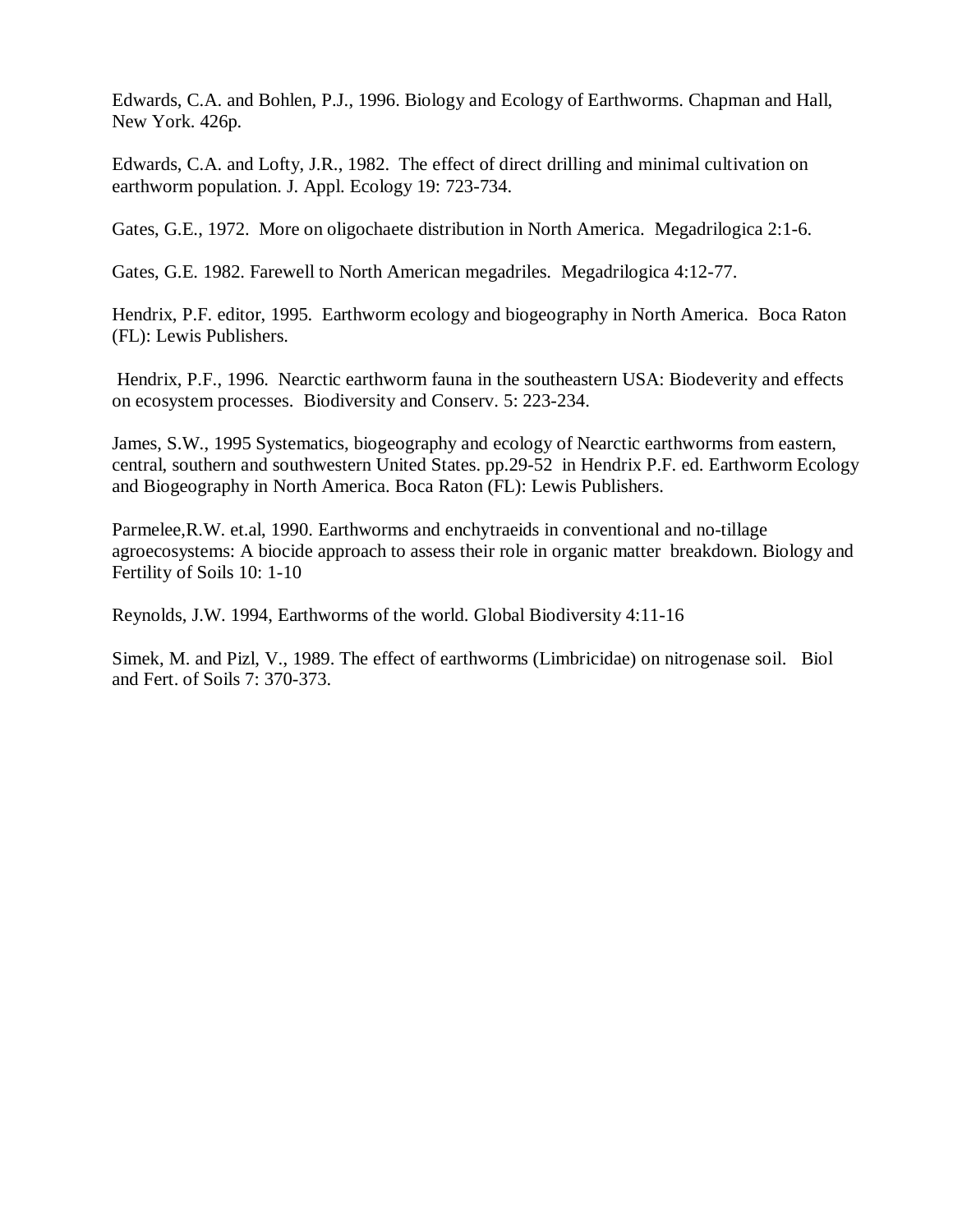Edwards, C.A. and Bohlen, P.J., 1996. Biology and Ecology of Earthworms. Chapman and Hall, New York. 426p.

Edwards, C.A. and Lofty, J.R., 1982. The effect of direct drilling and minimal cultivation on earthworm population. J. Appl. Ecology 19: 723-734.

Gates, G.E., 1972. More on oligochaete distribution in North America. Megadrilogica 2:1-6.

Gates, G.E. 1982. Farewell to North American megadriles. Megadrilogica 4:12-77.

Hendrix, P.F. editor, 1995. Earthworm ecology and biogeography in North America. Boca Raton (FL): Lewis Publishers.

Hendrix, P.F., 1996. Nearctic earthworm fauna in the southeastern USA: Biodeverity and effects on ecosystem processes. Biodiversity and Conserv. 5: 223-234.

James, S.W., 1995 Systematics, biogeography and ecology of Nearctic earthworms from eastern, central, southern and southwestern United States. pp.29-52 in Hendrix P.F. ed. Earthworm Ecology and Biogeography in North America. Boca Raton (FL): Lewis Publishers.

Parmelee,R.W. et.al, 1990. Earthworms and enchytraeids in conventional and no-tillage agroecosystems: A biocide approach to assess their role in organic matter breakdown. Biology and Fertility of Soils 10: 1-10

Reynolds, J.W. 1994, Earthworms of the world. Global Biodiversity 4:11-16

Simek, M. and Pizl, V., 1989. The effect of earthworms (Limbricidae) on nitrogenase soil. Biol and Fert. of Soils 7: 370-373.